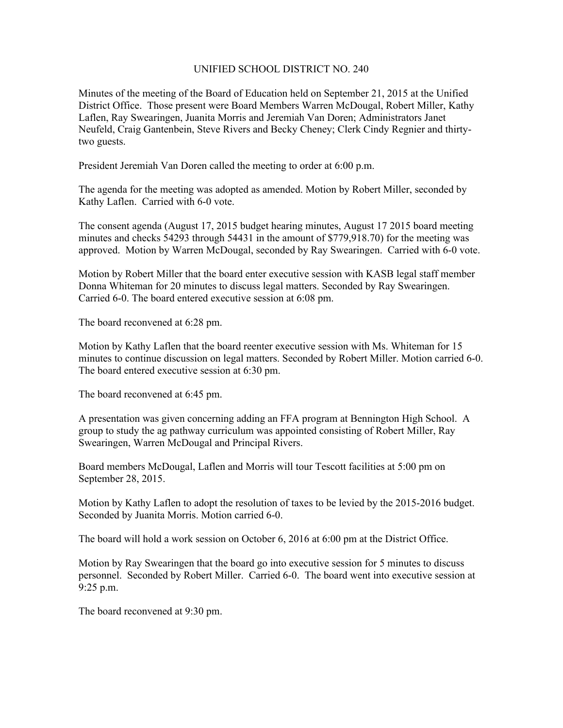# UNIFIED SCHOOL DISTRICT NO. 240

Minutes of the meeting of the Board of Education held on September 21, 2015 at the Unified District Office. Those present were Board Members Warren McDougal, Robert Miller, Kathy Laflen, Ray Swearingen, Juanita Morris and Jeremiah Van Doren; Administrators Janet Neufeld, Craig Gantenbein, Steve Rivers and Becky Cheney; Clerk Cindy Regnier and thirty-two guests.

President Jeremiah Van Doren called the meeting to order at 6:00 p.m.

The agenda for the meeting was adopted as amended. Motion by Robert Miller, seconded by Kathy Laflen. Carried with 6-0 vote.

The consent agenda (August 17, 2015 budget hearing minutes, August 17 2015 board meeting minutes and checks 54293 through 54431 in the amount of $779,918.70) for the meeting was approved. Motion by Warren McDougal, seconded by Ray Swearingen. Carried with 6-0 vote.

Motion by Robert Miller that the board enter executive session with KASB legal staff member Donna Whiteman for 20 minutes to discuss legal matters. Seconded by Ray Swearingen. Carried 6-0. The board entered executive session at 6:08 pm.

The board reconvened at 6:28 pm.

Motion by Kathy Laflen that the board reenter executive session with Ms. Whiteman for 15 minutes to continue discussion on legal matters. Seconded by Robert Miller. Motion carried 6-0. The board entered executive session at 6:30 pm.

The board reconvened at 6:45 pm.

A presentation was given concerning adding an FFA program at Bennington High School. A group to study the ag pathway curriculum was appointed consisting of Robert Miller, Ray Swearingen, Warren McDougal and Principal Rivers.

Board members McDougal, Laflen and Morris will tour Tescott facilities at 5:00 pm on September 28, 2015.

Motion by Kathy Laflen to adopt the resolution of taxes to be levied by the 2015-2016 budget. Seconded by Juanita Morris. Motion carried 6-0.

The board will hold a work session on October 6, 2016 at 6:00 pm at the District Office.

Motion by Ray Swearingen that the board go into executive session for 5 minutes to discuss personnel. Seconded by Robert Miller. Carried 6-0. The board went into executive session at 9:25 p.m.

The board reconvened at 9:30 pm.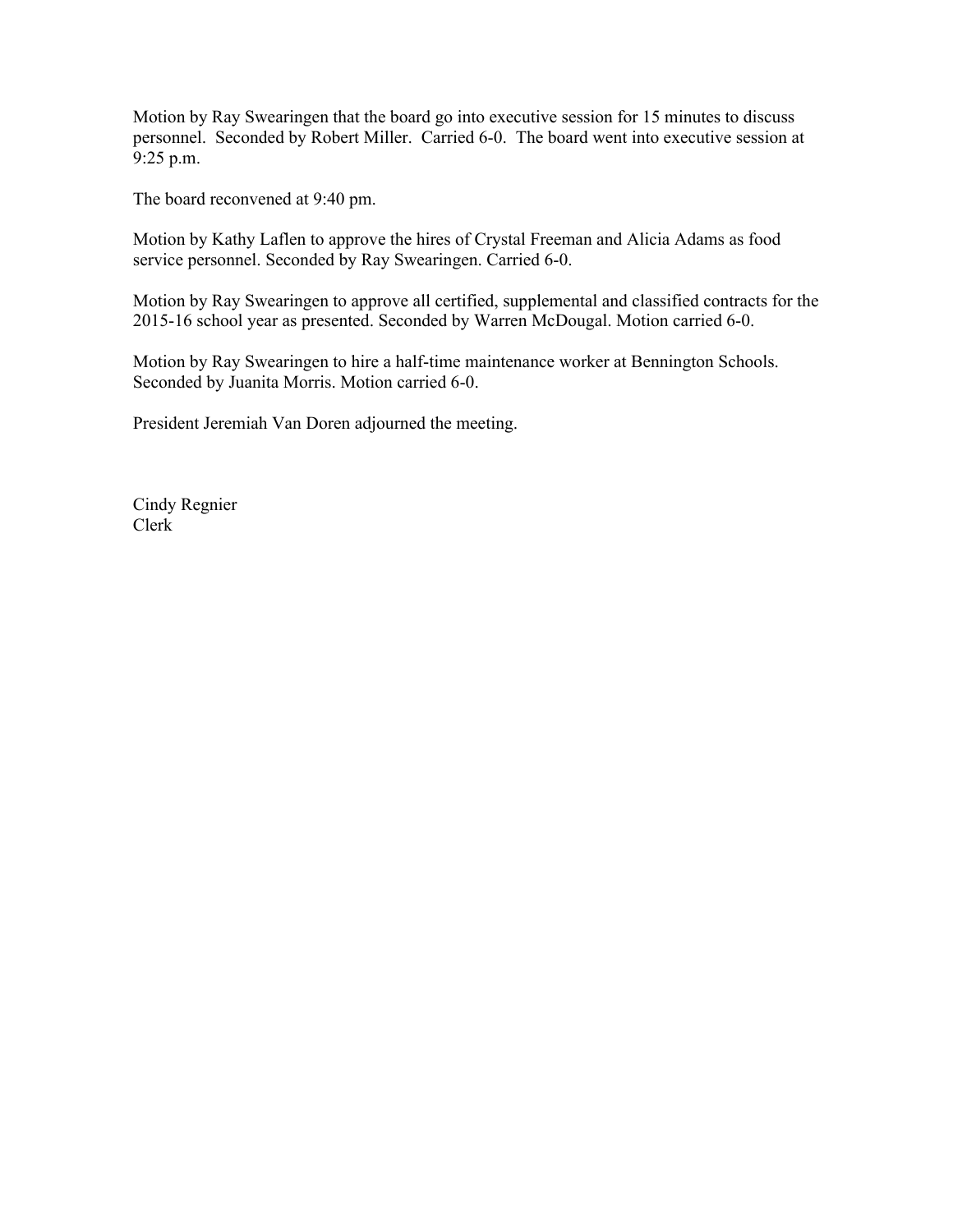Motion by Ray Swearingen that the board go into executive session for 15 minutes to discuss personnel. Seconded by Robert Miller. Carried 6-0. The board went into executive session at 9:25 p.m.

The board reconvened at 9:40 pm.

Motion by Kathy Laflen to approve the hires of Crystal Freeman and Alicia Adams as food service personnel. Seconded by Ray Swearingen. Carried 6-0.

Motion by Ray Swearingen to approve all certified, supplemental and classified contracts for the 2015-16 school year as presented. Seconded by Warren McDougal. Motion carried 6-0.

Motion by Ray Swearingen to hire a half-time maintenance worker at Bennington Schools. Seconded by Juanita Morris. Motion carried 6-0.

President Jeremiah Van Doren adjourned the meeting.

Cindy Regnier
Clerk